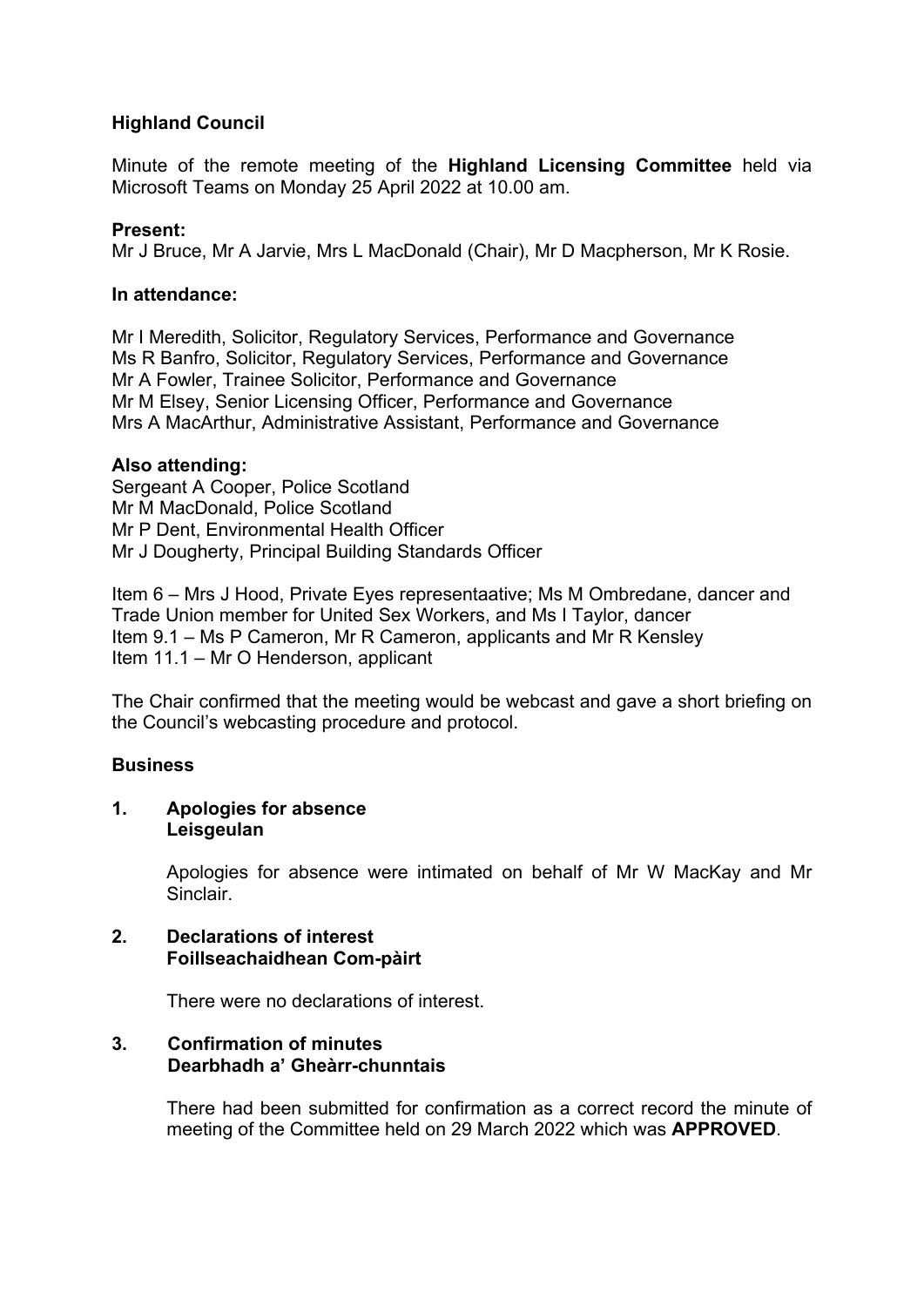## Highland Council

Minute of the remote meeting of the **Highland Licensing Committee** held via Microsoft Teams on Monday 25 April 2022 at 10.00 am.

**Present:**
Mr J Bruce, Mr A Jarvie, Mrs L MacDonald (Chair), Mr D Macpherson, Mr K Rosie.

**In attendance:**

Mr I Meredith, Solicitor, Regulatory Services, Performance and Governance
Ms R Banfro, Solicitor, Regulatory Services, Performance and Governance
Mr A Fowler, Trainee Solicitor, Performance and Governance
Mr M Elsey, Senior Licensing Officer, Performance and Governance
Mrs A MacArthur, Administrative Assistant, Performance and Governance

**Also attending:**
Sergeant A Cooper, Police Scotland
Mr M MacDonald, Police Scotland
Mr P Dent, Environmental Health Officer
Mr J Dougherty, Principal Building Standards Officer

Item 6 – Mrs J Hood, Private Eyes representaative; Ms M Ombredane, dancer and Trade Union member for United Sex Workers, and Ms I Taylor, dancer
Item 9.1 – Ms P Cameron, Mr R Cameron, applicants and Mr R Kensley
Item 11.1 – Mr O Henderson, applicant

The Chair confirmed that the meeting would be webcast and gave a short briefing on the Council's webcasting procedure and protocol.

**Business**

**1. Apologies for absence**
**Leisgeulan**

Apologies for absence were intimated on behalf of Mr W MacKay and Mr Sinclair.

**2. Declarations of interest**
**Foillseachaidhean Com-pàirt**

There were no declarations of interest.

**3. Confirmation of minutes**
**Dearbhadh a' Gheàrr-chunntais**

There had been submitted for confirmation as a correct record the minute of meeting of the Committee held on 29 March 2022 which was **APPROVED**.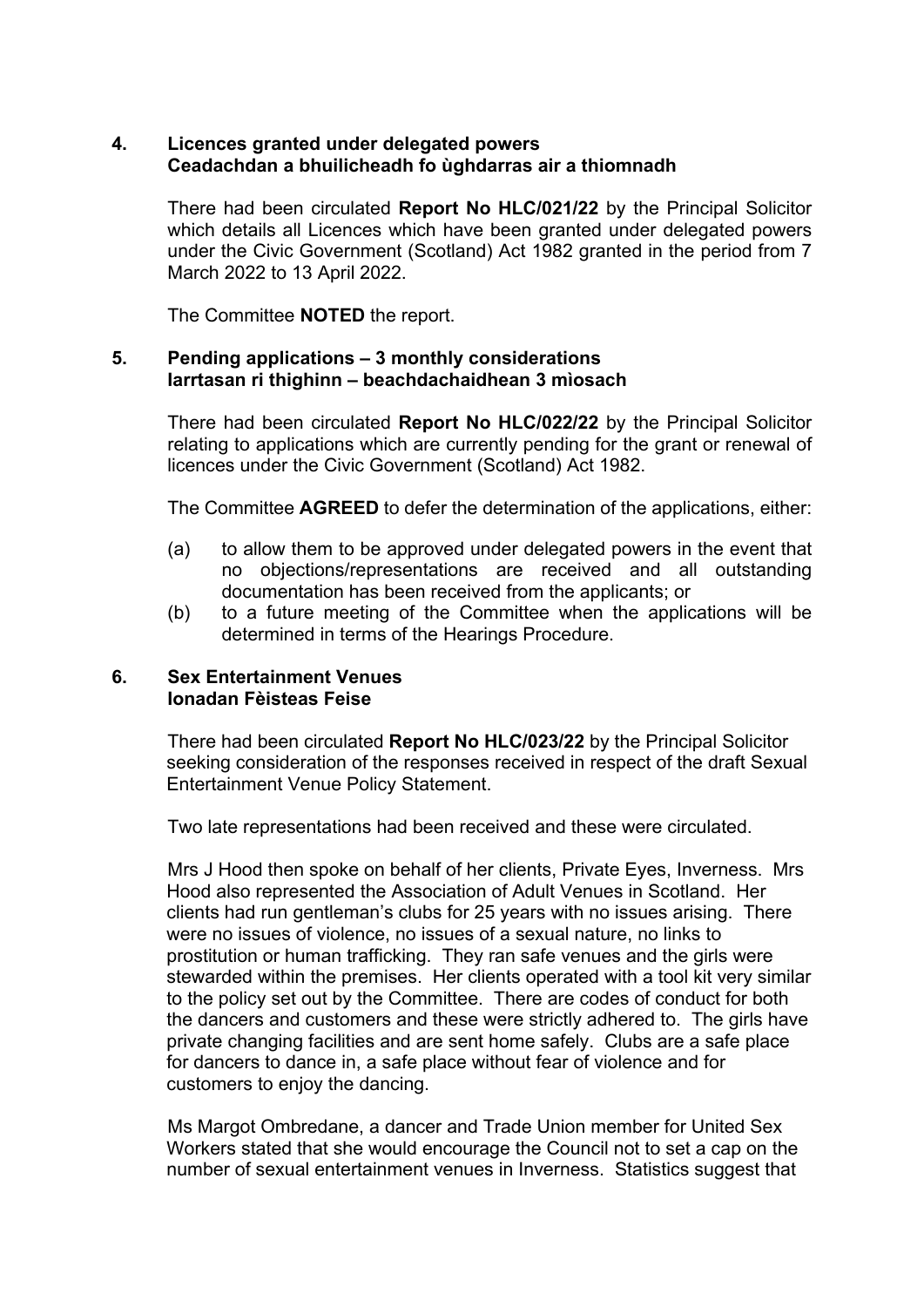## 4. Licences granted under delegated powers
**Ceadachdan a bhuilicheadh fo ùghdarras air a thiomnadh**

There had been circulated **Report No HLC/021/22** by the Principal Solicitor which details all Licences which have been granted under delegated powers under the Civic Government (Scotland) Act 1982 granted in the period from 7 March 2022 to 13 April 2022.

The Committee **NOTED** the report.

## 5. Pending applications – 3 monthly considerations
**Iarrtasan ri thighinn – beachdachaidhean 3 mìosach**

There had been circulated **Report No HLC/022/22** by the Principal Solicitor relating to applications which are currently pending for the grant or renewal of licences under the Civic Government (Scotland) Act 1982.

The Committee **AGREED** to defer the determination of the applications, either:

(a) to allow them to be approved under delegated powers in the event that no objections/representations are received and all outstanding documentation has been received from the applicants; or

(b) to a future meeting of the Committee when the applications will be determined in terms of the Hearings Procedure.

## 6. Sex Entertainment Venues
**Ionadan Fèisteas Feise**

There had been circulated **Report No HLC/023/22** by the Principal Solicitor seeking consideration of the responses received in respect of the draft Sexual Entertainment Venue Policy Statement.

Two late representations had been received and these were circulated.

Mrs J Hood then spoke on behalf of her clients, Private Eyes, Inverness. Mrs Hood also represented the Association of Adult Venues in Scotland. Her clients had run gentleman's clubs for 25 years with no issues arising. There were no issues of violence, no issues of a sexual nature, no links to prostitution or human trafficking. They ran safe venues and the girls were stewarded within the premises. Her clients operated with a tool kit very similar to the policy set out by the Committee. There are codes of conduct for both the dancers and customers and these were strictly adhered to. The girls have private changing facilities and are sent home safely. Clubs are a safe place for dancers to dance in, a safe place without fear of violence and for customers to enjoy the dancing.

Ms Margot Ombredane, a dancer and Trade Union member for United Sex Workers stated that she would encourage the Council not to set a cap on the number of sexual entertainment venues in Inverness. Statistics suggest that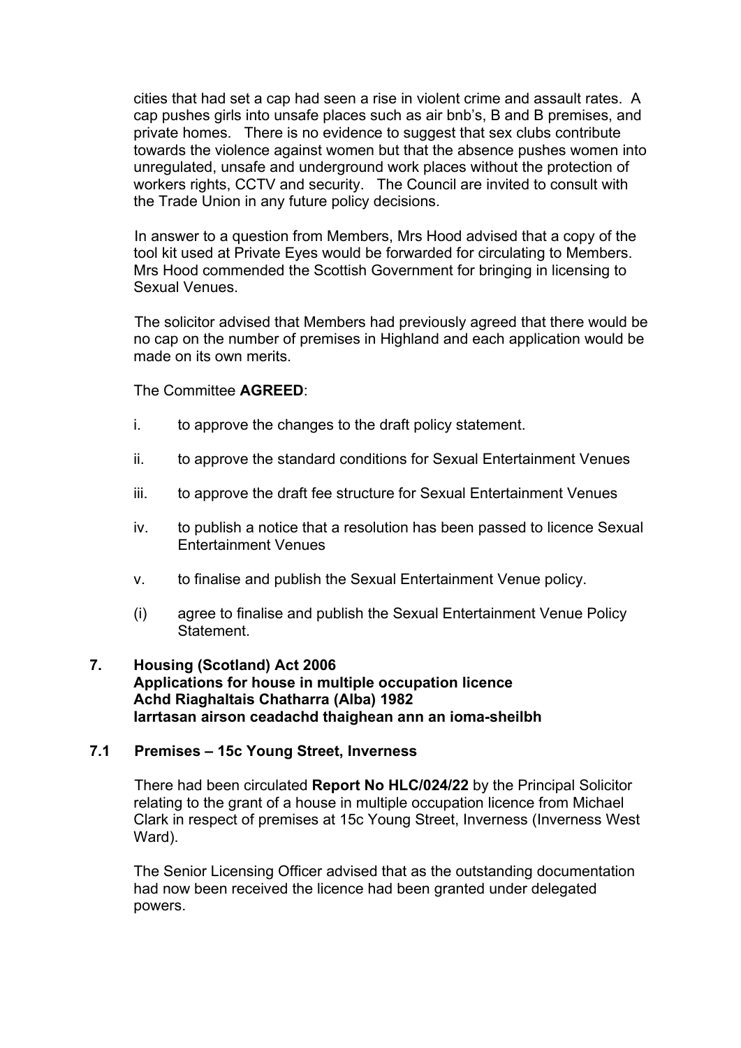cities that had set a cap had seen a rise in violent crime and assault rates. A cap pushes girls into unsafe places such as air bnb's, B and B premises, and private homes. There is no evidence to suggest that sex clubs contribute towards the violence against women but that the absence pushes women into unregulated, unsafe and underground work places without the protection of workers rights, CCTV and security. The Council are invited to consult with the Trade Union in any future policy decisions.

In answer to a question from Members, Mrs Hood advised that a copy of the tool kit used at Private Eyes would be forwarded for circulating to Members. Mrs Hood commended the Scottish Government for bringing in licensing to Sexual Venues.

The solicitor advised that Members had previously agreed that there would be no cap on the number of premises in Highland and each application would be made on its own merits.

The Committee **AGREED**:

i. to approve the changes to the draft policy statement.

ii. to approve the standard conditions for Sexual Entertainment Venues

iii. to approve the draft fee structure for Sexual Entertainment Venues

iv. to publish a notice that a resolution has been passed to licence Sexual Entertainment Venues

v. to finalise and publish the Sexual Entertainment Venue policy.

(i) agree to finalise and publish the Sexual Entertainment Venue Policy Statement.

## 7. Housing (Scotland) Act 2006 Applications for house in multiple occupation licence Achd Riaghaltais Chatharra (Alba) 1982 Iarrtasan airson ceadachd thaighean ann an ioma-sheilbh

### 7.1 Premises – 15c Young Street, Inverness

There had been circulated **Report No HLC/024/22** by the Principal Solicitor relating to the grant of a house in multiple occupation licence from Michael Clark in respect of premises at 15c Young Street, Inverness (Inverness West Ward).

The Senior Licensing Officer advised that as the outstanding documentation had now been received the licence had been granted under delegated powers.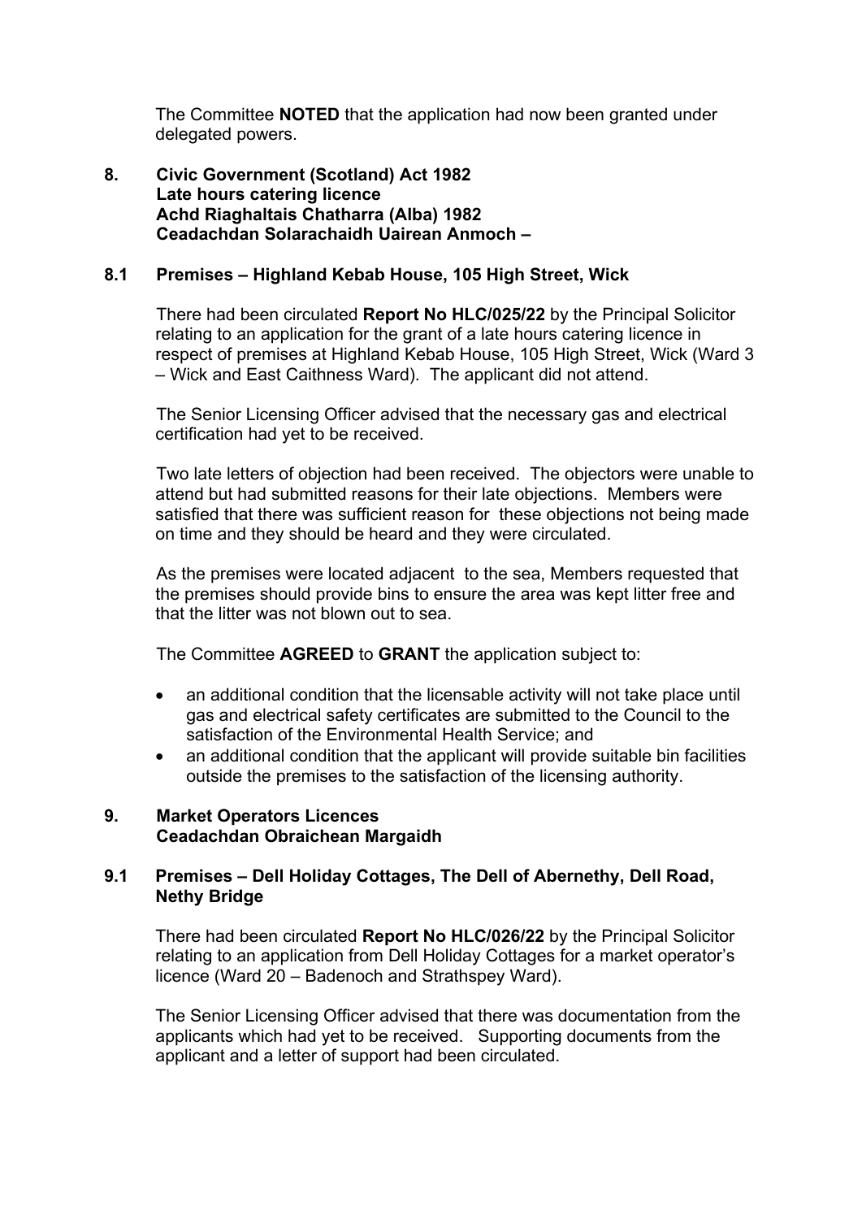The Committee **NOTED** that the application had now been granted under delegated powers.

## 8. Civic Government (Scotland) Act 1982 Late hours catering licence Achd Riaghaltais Chatharra (Alba) 1982 Ceadachdan Solarachaidh Uairean Anmoch –

### 8.1 Premises – Highland Kebab House, 105 High Street, Wick

There had been circulated **Report No HLC/025/22** by the Principal Solicitor relating to an application for the grant of a late hours catering licence in respect of premises at Highland Kebab House, 105 High Street, Wick (Ward 3 – Wick and East Caithness Ward). The applicant did not attend.

The Senior Licensing Officer advised that the necessary gas and electrical certification had yet to be received.

Two late letters of objection had been received. The objectors were unable to attend but had submitted reasons for their late objections. Members were satisfied that there was sufficient reason for these objections not being made on time and they should be heard and they were circulated.

As the premises were located adjacent to the sea, Members requested that the premises should provide bins to ensure the area was kept litter free and that the litter was not blown out to sea.

The Committee **AGREED** to **GRANT** the application subject to:

- an additional condition that the licensable activity will not take place until gas and electrical safety certificates are submitted to the Council to the satisfaction of the Environmental Health Service; and
- an additional condition that the applicant will provide suitable bin facilities outside the premises to the satisfaction of the licensing authority.

## 9. Market Operators Licences Ceadachdan Obraichean Margaidh

### 9.1 Premises – Dell Holiday Cottages, The Dell of Abernethy, Dell Road, Nethy Bridge

There had been circulated **Report No HLC/026/22** by the Principal Solicitor relating to an application from Dell Holiday Cottages for a market operator's licence (Ward 20 – Badenoch and Strathspey Ward).

The Senior Licensing Officer advised that there was documentation from the applicants which had yet to be received. Supporting documents from the applicant and a letter of support had been circulated.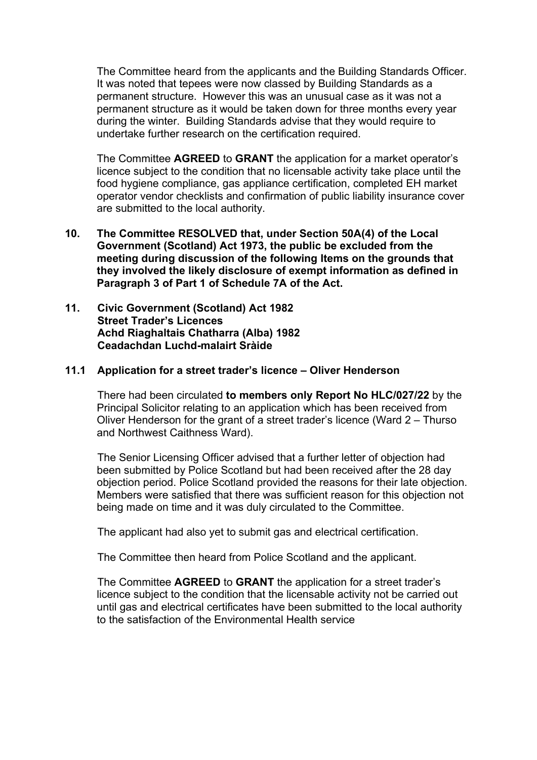The Committee heard from the applicants and the Building Standards Officer. It was noted that tepees were now classed by Building Standards as a permanent structure. However this was an unusual case as it was not a permanent structure as it would be taken down for three months every year during the winter. Building Standards advise that they would require to undertake further research on the certification required.

The Committee **AGREED** to **GRANT** the application for a market operator's licence subject to the condition that no licensable activity take place until the food hygiene compliance, gas appliance certification, completed EH market operator vendor checklists and confirmation of public liability insurance cover are submitted to the local authority.

**10. The Committee RESOLVED that, under Section 50A(4) of the Local Government (Scotland) Act 1973, the public be excluded from the meeting during discussion of the following Items on the grounds that they involved the likely disclosure of exempt information as defined in Paragraph 3 of Part 1 of Schedule 7A of the Act.**

**11. Civic Government (Scotland) Act 1982**
**Street Trader's Licences**
**Achd Riaghaltais Chatharra (Alba) 1982**
**Ceadachdan Luchd-malairt Sràide**

**11.1 Application for a street trader's licence – Oliver Henderson**

There had been circulated **to members only Report No HLC/027/22** by the Principal Solicitor relating to an application which has been received from Oliver Henderson for the grant of a street trader's licence (Ward 2 – Thurso and Northwest Caithness Ward).

The Senior Licensing Officer advised that a further letter of objection had been submitted by Police Scotland but had been received after the 28 day objection period. Police Scotland provided the reasons for their late objection. Members were satisfied that there was sufficient reason for this objection not being made on time and it was duly circulated to the Committee.

The applicant had also yet to submit gas and electrical certification.

The Committee then heard from Police Scotland and the applicant.

The Committee **AGREED** to **GRANT** the application for a street trader's licence subject to the condition that the licensable activity not be carried out until gas and electrical certificates have been submitted to the local authority to the satisfaction of the Environmental Health service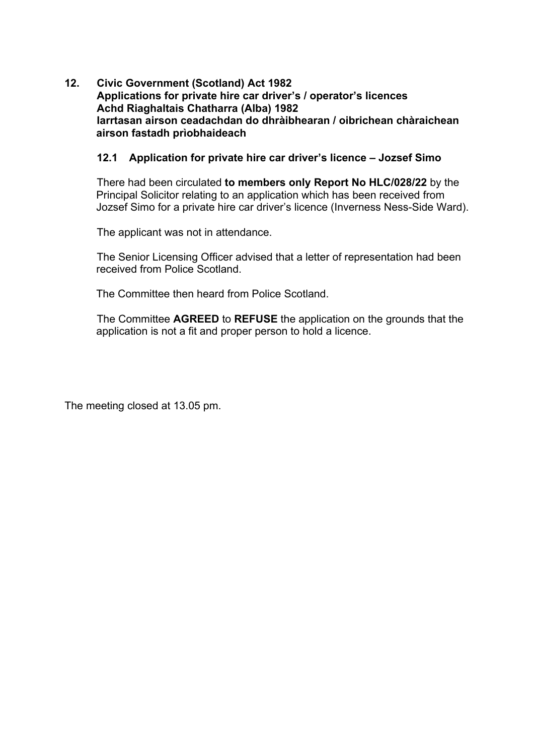## 12. Civic Government (Scotland) Act 1982
**Applications for private hire car driver's / operator's licences**
**Achd Riaghaltais Chatharra (Alba) 1982**
**Iarrtasan airson ceadachdan do dhràibhearan / oibrichean chàraichean airson fastadh prìobhaideach**

### 12.1 Application for private hire car driver's licence – Jozsef Simo

There had been circulated **to members only Report No HLC/028/22** by the Principal Solicitor relating to an application which has been received from Jozsef Simo for a private hire car driver's licence (Inverness Ness-Side Ward).

The applicant was not in attendance.

The Senior Licensing Officer advised that a letter of representation had been received from Police Scotland.

The Committee then heard from Police Scotland.

The Committee **AGREED** to **REFUSE** the application on the grounds that the application is not a fit and proper person to hold a licence.

The meeting closed at 13.05 pm.